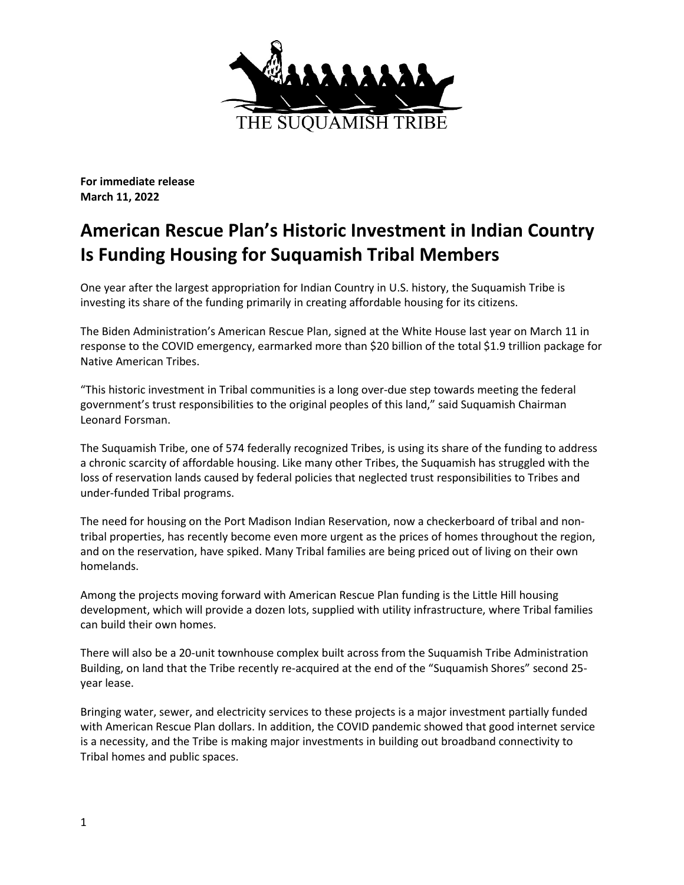THE SUQUAMISH TRIBE

**For immediate release**
**March 11, 2022**

# American Rescue Plan's Historic Investment in Indian Country Is Funding Housing for Suquamish Tribal Members

One year after the largest appropriation for Indian Country in U.S. history, the Suquamish Tribe is investing its share of the funding primarily in creating affordable housing for its citizens.

The Biden Administration's American Rescue Plan, signed at the White House last year on March 11 in response to the COVID emergency, earmarked more than $20 billion of the total $1.9 trillion package for Native American Tribes.

"This historic investment in Tribal communities is a long over-due step towards meeting the federal government's trust responsibilities to the original peoples of this land," said Suquamish Chairman Leonard Forsman.

The Suquamish Tribe, one of 574 federally recognized Tribes, is using its share of the funding to address a chronic scarcity of affordable housing. Like many other Tribes, the Suquamish has struggled with the loss of reservation lands caused by federal policies that neglected trust responsibilities to Tribes and under-funded Tribal programs.

The need for housing on the Port Madison Indian Reservation, now a checkerboard of tribal and non-tribal properties, has recently become even more urgent as the prices of homes throughout the region, and on the reservation, have spiked. Many Tribal families are being priced out of living on their own homelands.

Among the projects moving forward with American Rescue Plan funding is the Little Hill housing development, which will provide a dozen lots, supplied with utility infrastructure, where Tribal families can build their own homes.

There will also be a 20-unit townhouse complex built across from the Suquamish Tribe Administration Building, on land that the Tribe recently re-acquired at the end of the "Suquamish Shores" second 25-year lease.

Bringing water, sewer, and electricity services to these projects is a major investment partially funded with American Rescue Plan dollars. In addition, the COVID pandemic showed that good internet service is a necessity, and the Tribe is making major investments in building out broadband connectivity to Tribal homes and public spaces.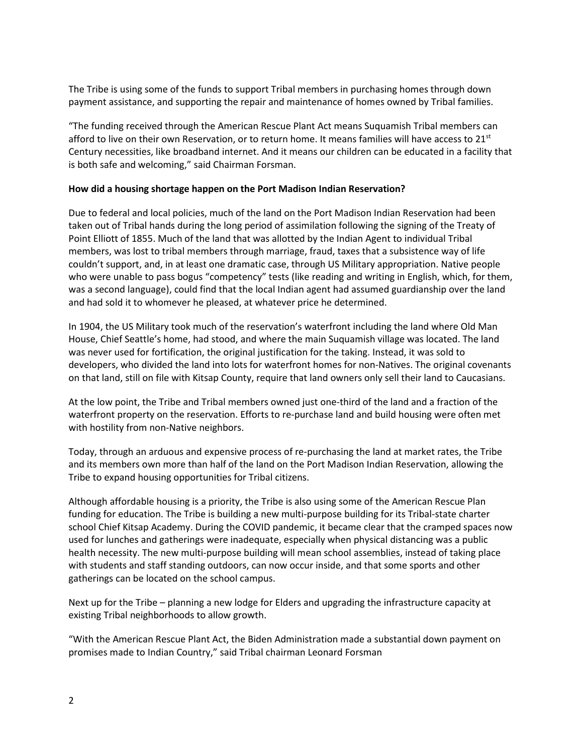The Tribe is using some of the funds to support Tribal members in purchasing homes through down payment assistance, and supporting the repair and maintenance of homes owned by Tribal families.

"The funding received through the American Rescue Plant Act means Suquamish Tribal members can afford to live on their own Reservation, or to return home. It means families will have access to 21st Century necessities, like broadband internet. And it means our children can be educated in a facility that is both safe and welcoming," said Chairman Forsman.

**How did a housing shortage happen on the Port Madison Indian Reservation?**

Due to federal and local policies, much of the land on the Port Madison Indian Reservation had been taken out of Tribal hands during the long period of assimilation following the signing of the Treaty of Point Elliott of 1855. Much of the land that was allotted by the Indian Agent to individual Tribal members, was lost to tribal members through marriage, fraud, taxes that a subsistence way of life couldn't support, and, in at least one dramatic case, through US Military appropriation. Native people who were unable to pass bogus "competency" tests (like reading and writing in English, which, for them, was a second language), could find that the local Indian agent had assumed guardianship over the land and had sold it to whomever he pleased, at whatever price he determined.

In 1904, the US Military took much of the reservation's waterfront including the land where Old Man House, Chief Seattle's home, had stood, and where the main Suquamish village was located. The land was never used for fortification, the original justification for the taking. Instead, it was sold to developers, who divided the land into lots for waterfront homes for non-Natives. The original covenants on that land, still on file with Kitsap County, require that land owners only sell their land to Caucasians.

At the low point, the Tribe and Tribal members owned just one-third of the land and a fraction of the waterfront property on the reservation. Efforts to re-purchase land and build housing were often met with hostility from non-Native neighbors.

Today, through an arduous and expensive process of re-purchasing the land at market rates, the Tribe and its members own more than half of the land on the Port Madison Indian Reservation, allowing the Tribe to expand housing opportunities for Tribal citizens.

Although affordable housing is a priority, the Tribe is also using some of the American Rescue Plan funding for education. The Tribe is building a new multi-purpose building for its Tribal-state charter school Chief Kitsap Academy. During the COVID pandemic, it became clear that the cramped spaces now used for lunches and gatherings were inadequate, especially when physical distancing was a public health necessity. The new multi-purpose building will mean school assemblies, instead of taking place with students and staff standing outdoors, can now occur inside, and that some sports and other gatherings can be located on the school campus.

Next up for the Tribe – planning a new lodge for Elders and upgrading the infrastructure capacity at existing Tribal neighborhoods to allow growth.

"With the American Rescue Plant Act, the Biden Administration made a substantial down payment on promises made to Indian Country," said Tribal chairman Leonard Forsman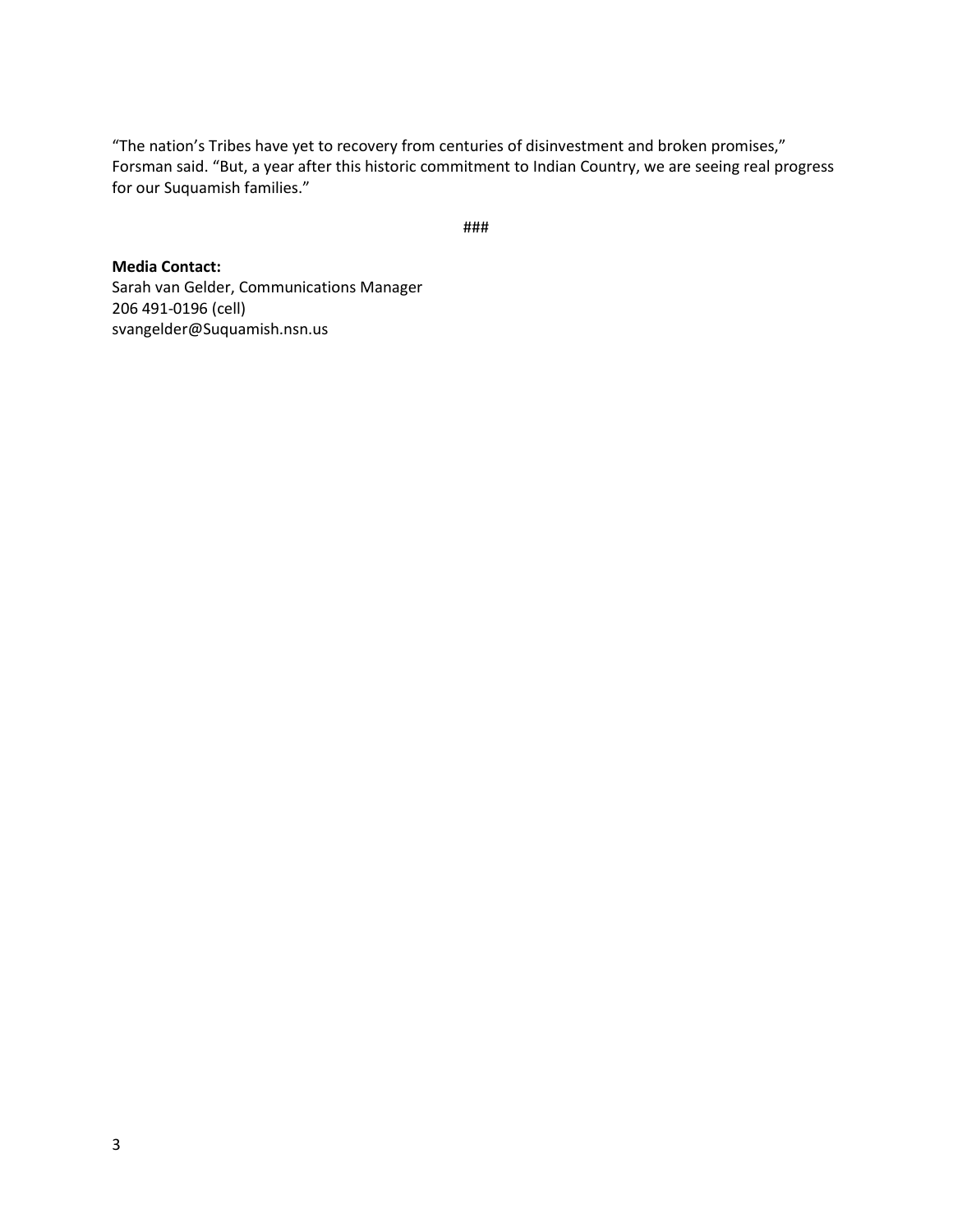"The nation's Tribes have yet to recovery from centuries of disinvestment and broken promises," Forsman said. "But, a year after this historic commitment to Indian Country, we are seeing real progress for our Suquamish families."

###

**Media Contact:**
Sarah van Gelder, Communications Manager
206 491-0196 (cell)
svangelder@Suquamish.nsn.us